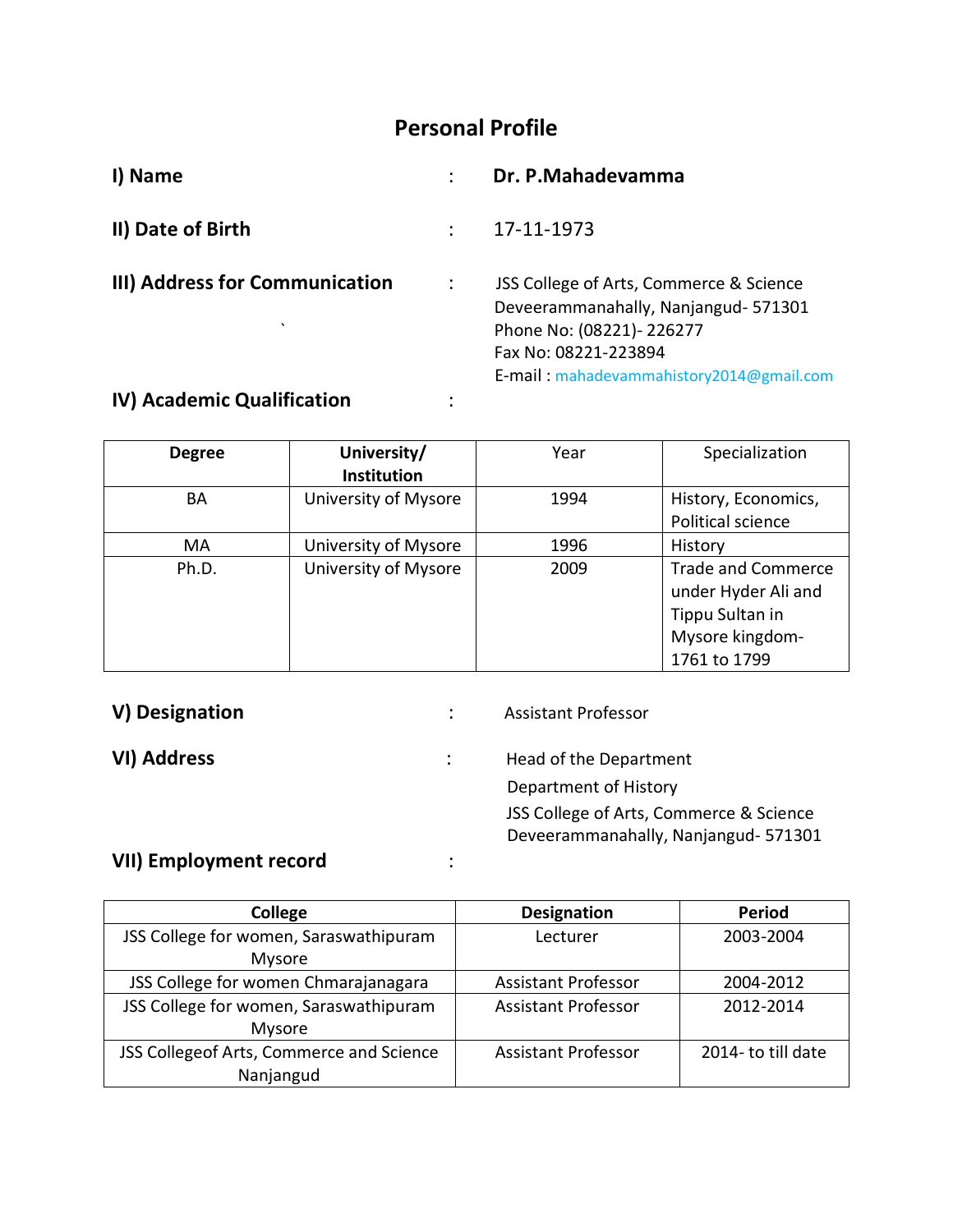# Personal Profile

**I) Name** : **Dr. P.Mahadevamma**

**II) Date of Birth** : 17-11-1973

**III) Address for Communication** : JSS College of Arts, Commerce & Science
Deveerammanahally, Nanjangud- 571301
Phone No: (08221)- 226277
Fax No: 08221-223894
E-mail : mahadevammahistory2014@gmail.com

**IV) Academic Qualification** :

| Degree | University/ Institution | Year | Specialization |
|---|---|---|---|
| BA | University of Mysore | 1994 | History, Economics, Political science |
| MA | University of Mysore | 1996 | History |
| Ph.D. | University of Mysore | 2009 | Trade and Commerce under Hyder Ali and Tippu Sultan in Mysore kingdom- 1761 to 1799 |

**V) Designation** : Assistant Professor

**VI) Address** : Head of the Department
Department of History
JSS College of Arts, Commerce & Science
Deveerammanahally, Nanjangud- 571301

**VII) Employment record** :

| College | Designation | Period |
|---|---|---|
| JSS College for women, Saraswathipuram Mysore | Lecturer | 2003-2004 |
| JSS College for women Chmarajanagara | Assistant Professor | 2004-2012 |
| JSS College for women, Saraswathipuram Mysore | Assistant Professor | 2012-2014 |
| JSS Collegeof Arts, Commerce and Science Nanjangud | Assistant Professor | 2014- to till date |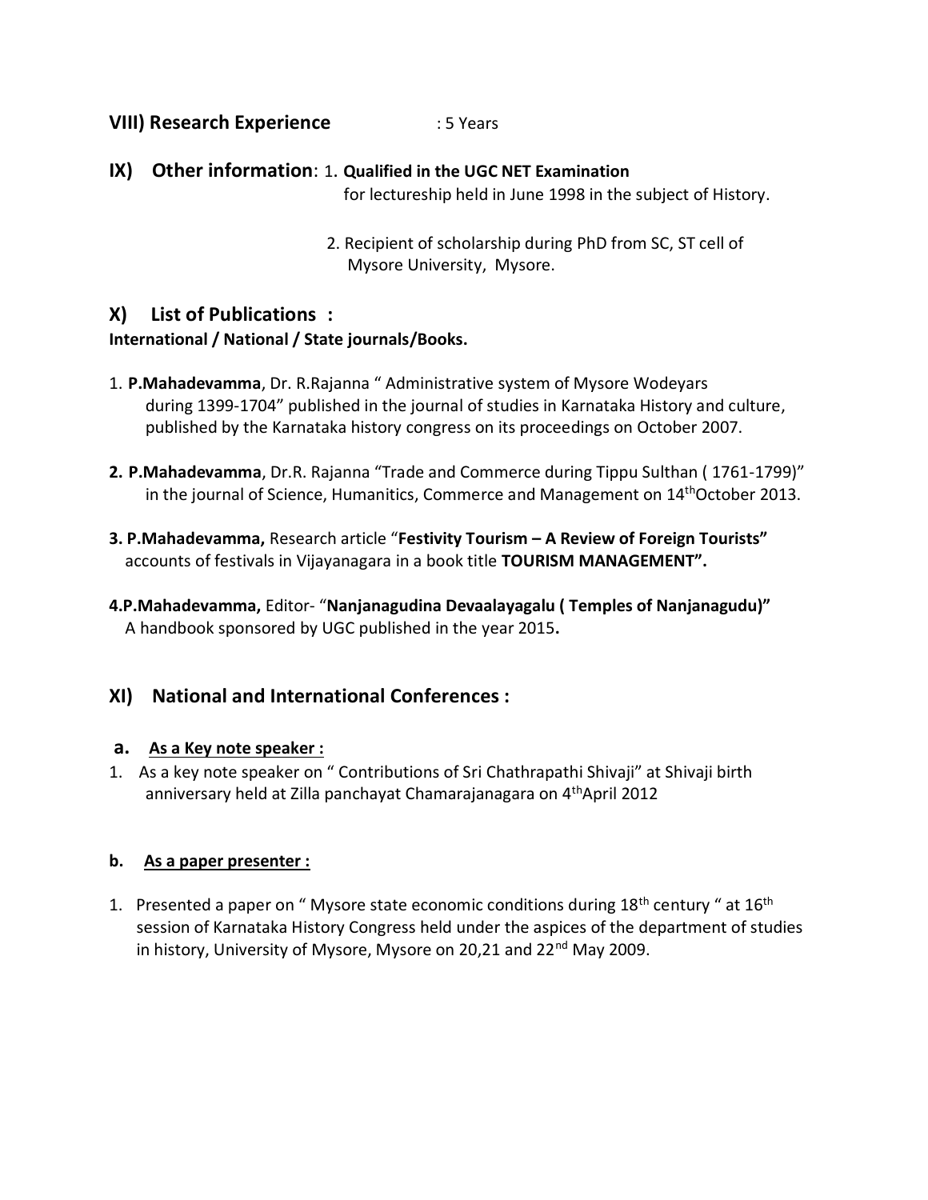## VIII) Research Experience : 5 Years

## IX) Other information:

1. **Qualified in the UGC NET Examination** for lectureship held in June 1998 in the subject of History.
2. Recipient of scholarship during PhD from SC, ST cell of Mysore University, Mysore.

## X) List of Publications :

**International / National / State journals/Books.**

1. **P.Mahadevamma**, Dr. R.Rajanna " Administrative system of Mysore Wodeyars during 1399-1704" published in the journal of studies in Karnataka History and culture, published by the Karnataka history congress on its proceedings on October 2007.

**2. P.Mahadevamma**, Dr.R. Rajanna "Trade and Commerce during Tippu Sulthan ( 1761-1799)" in the journal of Science, Humanitics, Commerce and Management on 14th October 2013.

**3. P.Mahadevamma,** Research article "**Festivity Tourism – A Review of Foreign Tourists"** accounts of festivals in Vijayanagara in a book title **TOURISM MANAGEMENT".**

**4.P.Mahadevamma,** Editor- "**Nanjanagudina Devaalayagalu ( Temples of Nanjanagudu)"** A handbook sponsored by UGC published in the year 2015**.**

## XI) National and International Conferences :

### a. As a Key note speaker :

1. As a key note speaker on " Contributions of Sri Chathrapathi Shivaji" at Shivaji birth anniversary held at Zilla panchayat Chamarajanagara on 4th April 2012

### b. As a paper presenter :

1. Presented a paper on " Mysore state economic conditions during 18th century " at 16th session of Karnataka History Congress held under the aspices of the department of studies in history, University of Mysore, Mysore on 20,21 and 22nd May 2009.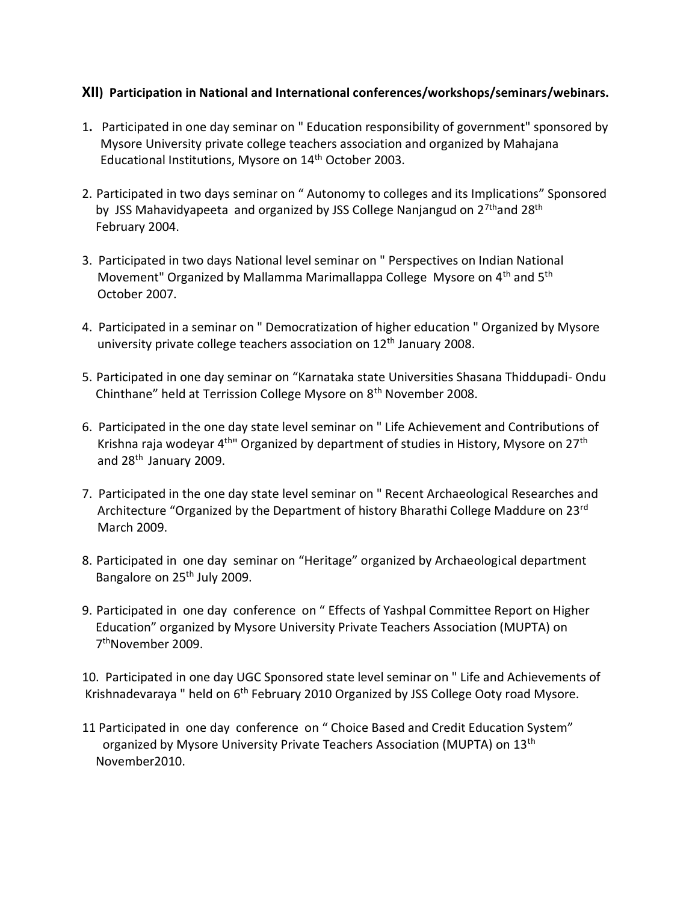**XII) Participation in National and International conferences/workshops/seminars/webinars.**

1. Participated in one day seminar on " Education responsibility of government" sponsored by Mysore University private college teachers association and organized by Mahajana Educational Institutions, Mysore on 14th October 2003.

2. Participated in two days seminar on " Autonomy to colleges and its Implications" Sponsored by JSS Mahavidyapeeta and organized by JSS College Nanjangud on 27th and 28th February 2004.

3. Participated in two days National level seminar on " Perspectives on Indian National Movement" Organized by Mallamma Marimallappa College Mysore on 4th and 5th October 2007.

4. Participated in a seminar on " Democratization of higher education " Organized by Mysore university private college teachers association on 12th January 2008.

5. Participated in one day seminar on "Karnataka state Universities Shasana Thiddupadi- Ondu Chinthane" held at Terrission College Mysore on 8th November 2008.

6. Participated in the one day state level seminar on " Life Achievement and Contributions of Krishna raja wodeyar 4th" Organized by department of studies in History, Mysore on 27th and 28th January 2009.

7. Participated in the one day state level seminar on " Recent Archaeological Researches and Architecture "Organized by the Department of history Bharathi College Maddure on 23rd March 2009.

8. Participated in one day seminar on "Heritage" organized by Archaeological department Bangalore on 25th July 2009.

9. Participated in one day conference on " Effects of Yashpal Committee Report on Higher Education" organized by Mysore University Private Teachers Association (MUPTA) on 7thNovember 2009.

10. Participated in one day UGC Sponsored state level seminar on " Life and Achievements of Krishnadevaraya " held on 6th February 2010 Organized by JSS College Ooty road Mysore.

11 Participated in one day conference on " Choice Based and Credit Education System" organized by Mysore University Private Teachers Association (MUPTA) on 13th November2010.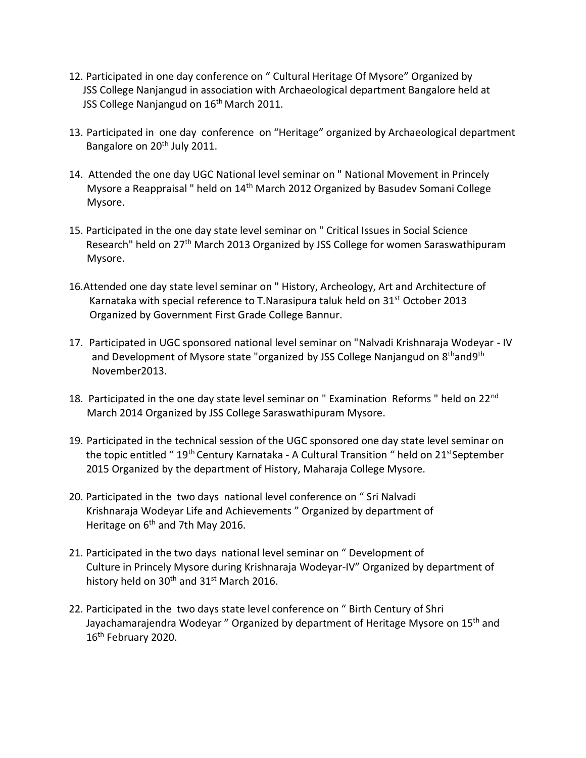12. Participated in one day conference on " Cultural Heritage Of Mysore" Organized by JSS College Nanjangud in association with Archaeological department Bangalore held at JSS College Nanjangud on 16th March 2011.

13. Participated in one day conference on "Heritage" organized by Archaeological department Bangalore on 20th July 2011.

14. Attended the one day UGC National level seminar on " National Movement in Princely Mysore a Reappraisal " held on 14th March 2012 Organized by Basudev Somani College Mysore.

15. Participated in the one day state level seminar on " Critical Issues in Social Science Research" held on 27th March 2013 Organized by JSS College for women Saraswathipuram Mysore.

16. Attended one day state level seminar on " History, Archeology, Art and Architecture of Karnataka with special reference to T.Narasipura taluk held on 31st October 2013 Organized by Government First Grade College Bannur.

17. Participated in UGC sponsored national level seminar on "Nalvadi Krishnaraja Wodeyar - IV and Development of Mysore state "organized by JSS College Nanjangud on 8th and 9th November2013.

18. Participated in the one day state level seminar on " Examination Reforms " held on 22nd March 2014 Organized by JSS College Saraswathipuram Mysore.

19. Participated in the technical session of the UGC sponsored one day state level seminar on the topic entitled " 19th Century Karnataka - A Cultural Transition " held on 21st September 2015 Organized by the department of History, Maharaja College Mysore.

20. Participated in the two days national level conference on " Sri Nalvadi Krishnaraja Wodeyar Life and Achievements " Organized by department of Heritage on 6th and 7th May 2016.

21. Participated in the two days national level seminar on " Development of Culture in Princely Mysore during Krishnaraja Wodeyar-IV" Organized by department of history held on 30th and 31st March 2016.

22. Participated in the two days state level conference on " Birth Century of Shri Jayachamarajendra Wodeyar " Organized by department of Heritage Mysore on 15th and 16th February 2020.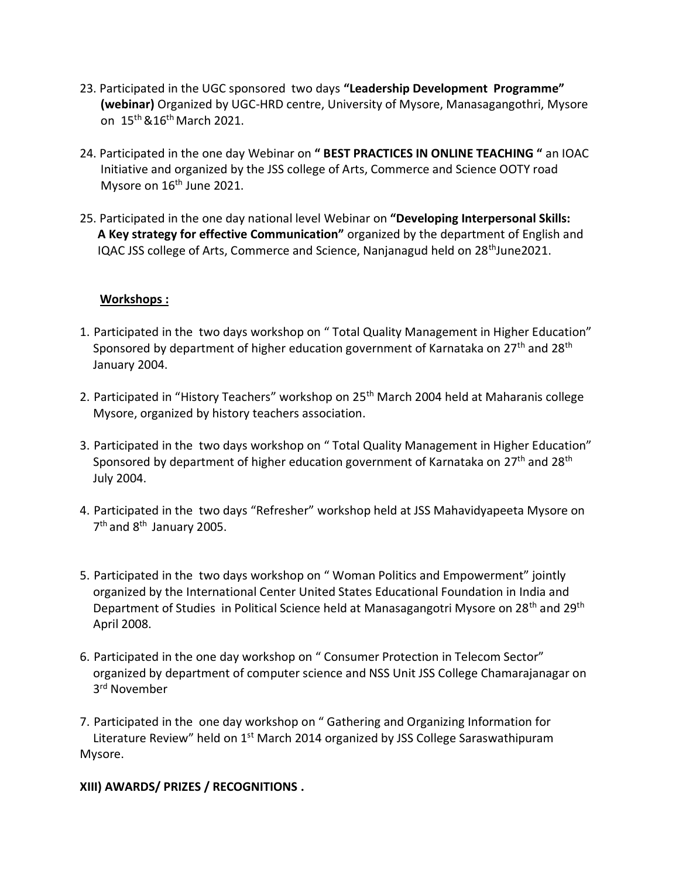23. Participated in the UGC sponsored two days **"Leadership Development Programme" (webinar)** Organized by UGC-HRD centre, University of Mysore, Manasagangothri, Mysore on 15th &16th March 2021.

24. Participated in the one day Webinar on **" BEST PRACTICES IN ONLINE TEACHING "** an IOAC Initiative and organized by the JSS college of Arts, Commerce and Science OOTY road Mysore on 16th June 2021.

25. Participated in the one day national level Webinar on **"Developing Interpersonal Skills: A Key strategy for effective Communication"** organized by the department of English and IQAC JSS college of Arts, Commerce and Science, Nanjanagud held on 28thJune2021.

**Workshops :**

1. Participated in the two days workshop on " Total Quality Management in Higher Education" Sponsored by department of higher education government of Karnataka on 27th and 28th January 2004.

2. Participated in "History Teachers" workshop on 25th March 2004 held at Maharanis college Mysore, organized by history teachers association.

3. Participated in the two days workshop on " Total Quality Management in Higher Education" Sponsored by department of higher education government of Karnataka on 27th and 28th July 2004.

4. Participated in the two days "Refresher" workshop held at JSS Mahavidyapeeta Mysore on 7th and 8th January 2005.

5. Participated in the two days workshop on " Woman Politics and Empowerment" jointly organized by the International Center United States Educational Foundation in India and Department of Studies in Political Science held at Manasagangotri Mysore on 28th and 29th April 2008.

6. Participated in the one day workshop on " Consumer Protection in Telecom Sector" organized by department of computer science and NSS Unit JSS College Chamarajanagar on 3rd November

7. Participated in the one day workshop on " Gathering and Organizing Information for Literature Review" held on 1st March 2014 organized by JSS College Saraswathipuram Mysore.

**XIII) AWARDS/ PRIZES / RECOGNITIONS .**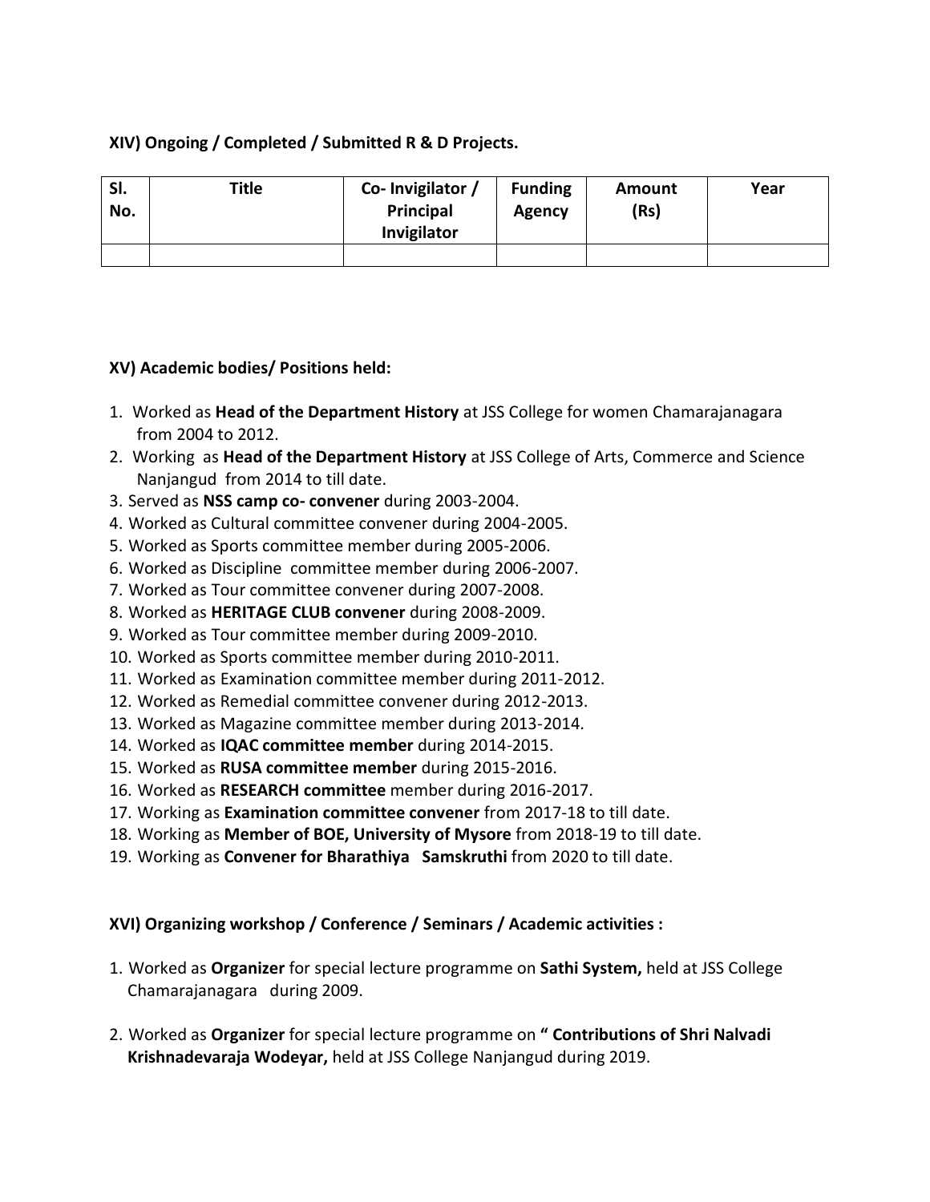**XIV) Ongoing / Completed / Submitted R & D Projects.**

| Sl. No. | Title | Co- Invigilator / Principal Invigilator | Funding Agency | Amount (Rs) | Year |
|---|---|---|---|---|---|
| | | | | | |

**XV) Academic bodies/ Positions held:**

1. Worked as **Head of the Department History** at JSS College for women Chamarajanagara from 2004 to 2012.
2. Working as **Head of the Department History** at JSS College of Arts, Commerce and Science Nanjangud from 2014 to till date.
3. Served as **NSS camp co- convener** during 2003-2004.
4. Worked as Cultural committee convener during 2004-2005.
5. Worked as Sports committee member during 2005-2006.
6. Worked as Discipline committee member during 2006-2007.
7. Worked as Tour committee convener during 2007-2008.
8. Worked as **HERITAGE CLUB convener** during 2008-2009.
9. Worked as Tour committee member during 2009-2010.
10. Worked as Sports committee member during 2010-2011.
11. Worked as Examination committee member during 2011-2012.
12. Worked as Remedial committee convener during 2012-2013.
13. Worked as Magazine committee member during 2013-2014.
14. Worked as **IQAC committee member** during 2014-2015.
15. Worked as **RUSA committee member** during 2015-2016.
16. Worked as **RESEARCH committee** member during 2016-2017.
17. Working as **Examination committee convener** from 2017-18 to till date.
18. Working as **Member of BOE, University of Mysore** from 2018-19 to till date.
19. Working as **Convener for Bharathiya Samskruthi** from 2020 to till date.

**XVI) Organizing workshop / Conference / Seminars / Academic activities :**

1. Worked as **Organizer** for special lecture programme on **Sathi System,** held at JSS College Chamarajanagara during 2009.

2. Worked as **Organizer** for special lecture programme on **" Contributions of Shri Nalvadi Krishnadevaraja Wodeyar,** held at JSS College Nanjangud during 2019.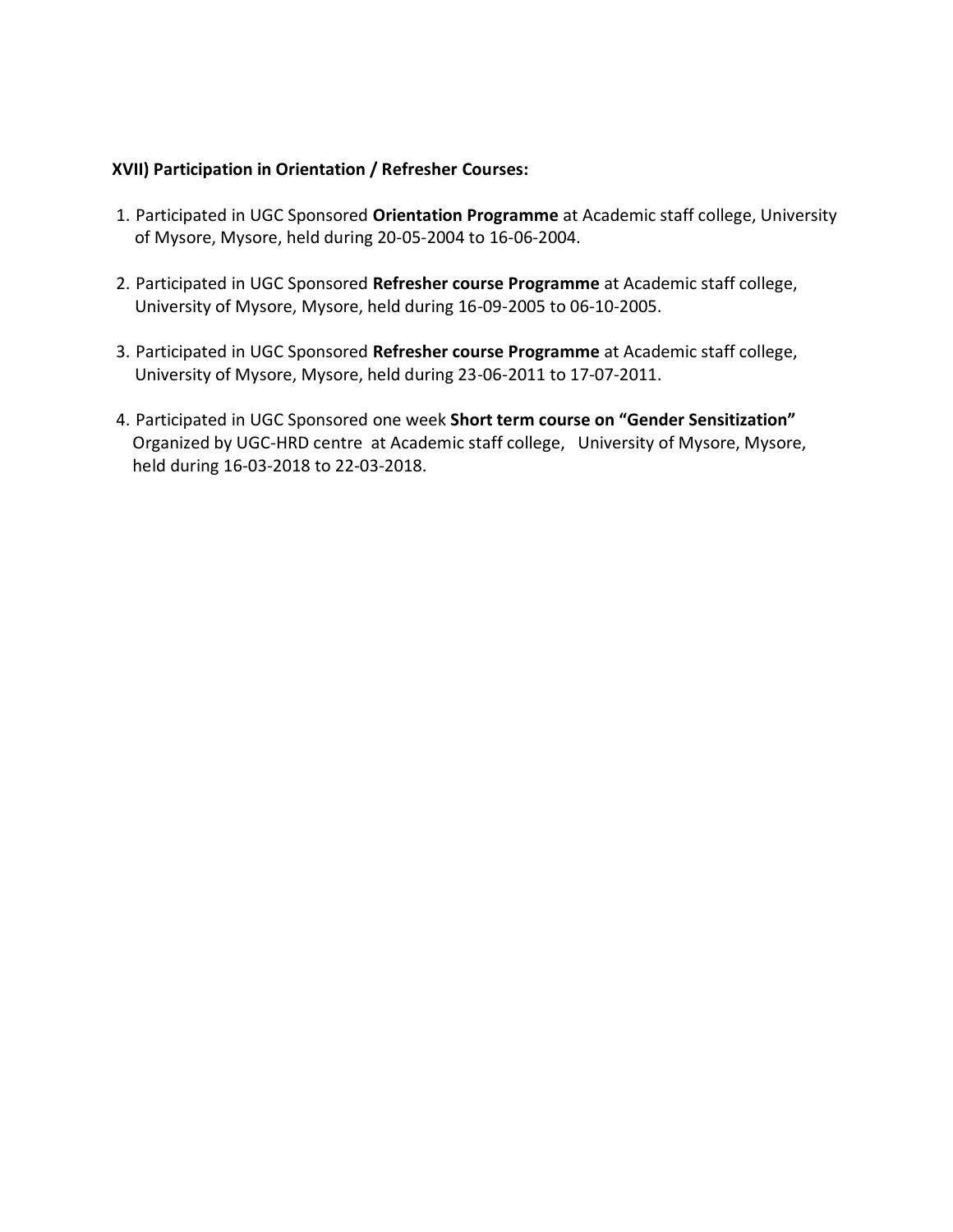**XVII) Participation in Orientation / Refresher Courses:**

1. Participated in UGC Sponsored **Orientation Programme** at Academic staff college, University of Mysore, Mysore, held during 20-05-2004 to 16-06-2004.

2. Participated in UGC Sponsored **Refresher course Programme** at Academic staff college, University of Mysore, Mysore, held during 16-09-2005 to 06-10-2005.

3. Participated in UGC Sponsored **Refresher course Programme** at Academic staff college, University of Mysore, Mysore, held during 23-06-2011 to 17-07-2011.

4. Participated in UGC Sponsored one week **Short term course on "Gender Sensitization"** Organized by UGC-HRD centre at Academic staff college, University of Mysore, Mysore, held during 16-03-2018 to 22-03-2018.